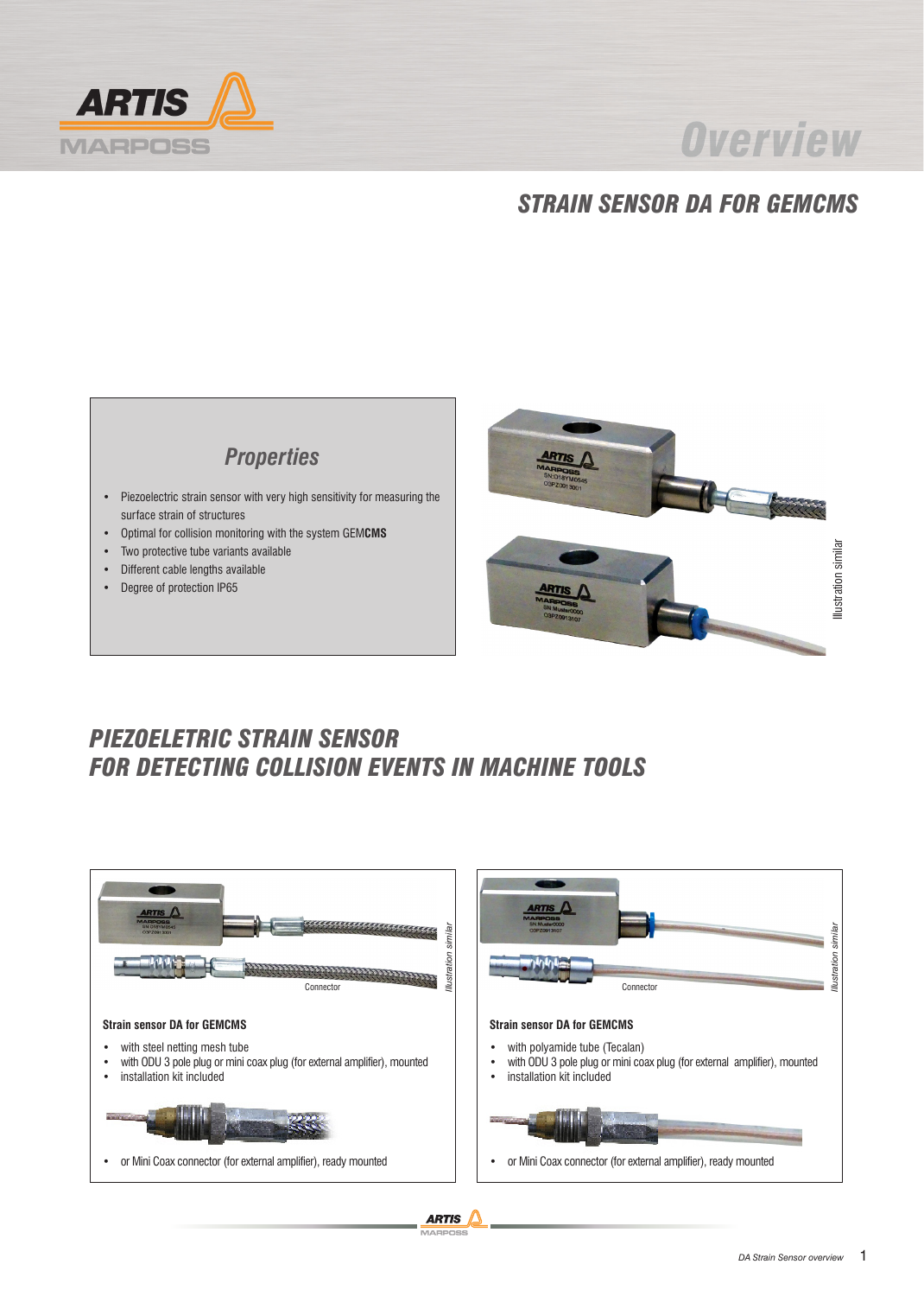# Overview

## STRAIN SENSOR DA FOR GEMCMS

### Properties

- Piezoelectric strain sensor with very high sensitivity for measuring the surface strain of structures
- Optimal for collision monitoring with the system GEM**CMS**
- Two protective tube variants available
- Different cable lengths available
- Degree of protection IP65

*Illustration similar*

## PIEZOELETRIC STRAIN SENSOR FOR DETECTING COLLISION EVENTS IN MACHINE TOOLS

Connector

*Illustration similar*

**Strain sensor DA for GEMCMS**

- with steel netting mesh tube
- with ODU 3 pole plug or mini coax plug (for external amplifier), mounted
- installation kit included

- or Mini Coax connector (for external amplifier), ready mounted

Connector

*Illustration similar*

**Strain sensor DA for GEMCMS**

- with polyamide tube (Tecalan)
- with ODU 3 pole plug or mini coax plug (for external amplifier), mounted
- installation kit included

- or Mini Coax connector (for external amplifier), ready mounted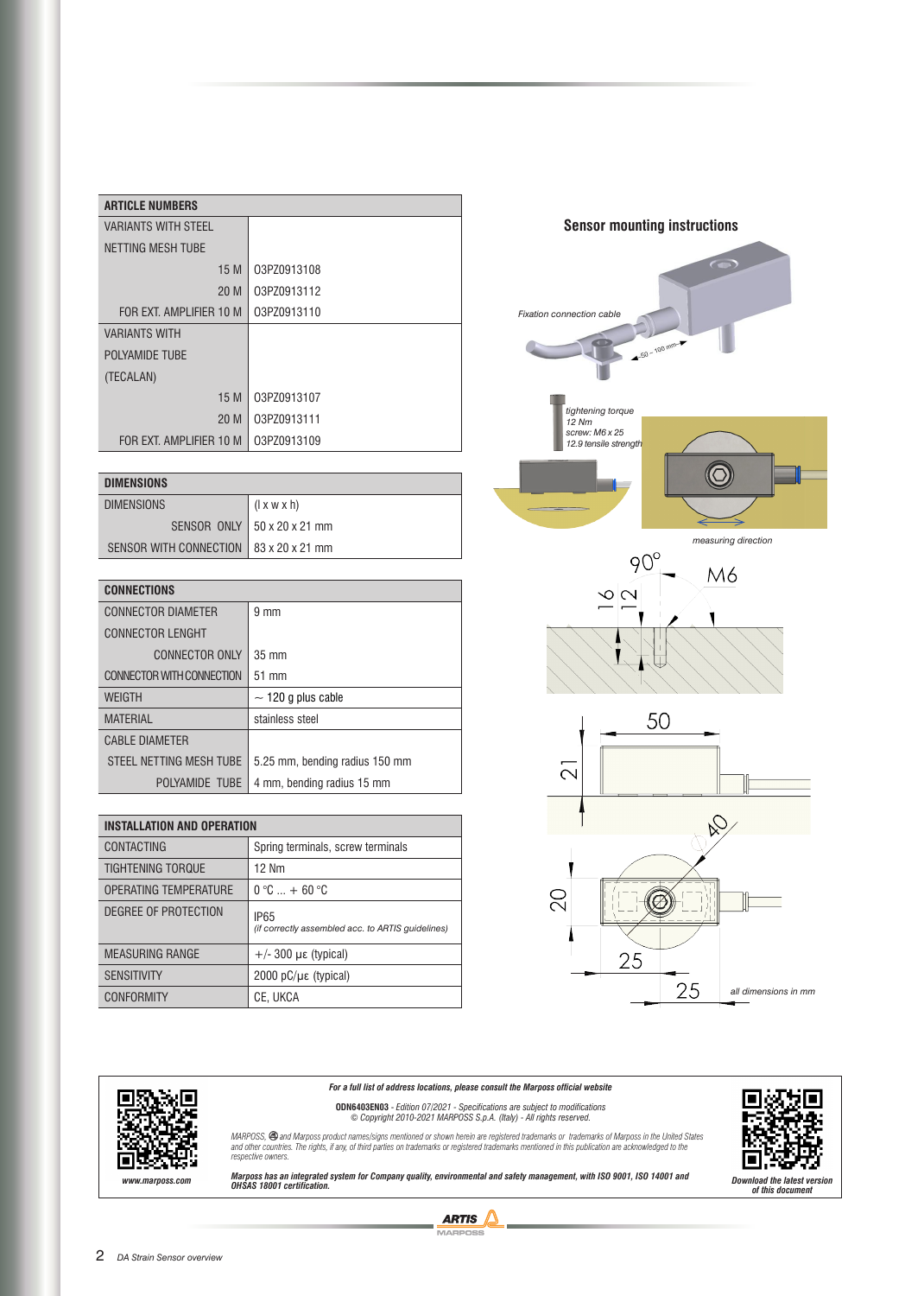| ARTICLE NUMBERS | |
|---|---|
| VARIANTS WITH STEEL NETTING MESH TUBE | |
| 15 M | 03PZ0913108 |
| 20 M | 03PZ0913112 |
| FOR EXT. AMPLIFIER 10 M | 03PZ0913110 |
| VARIANTS WITH POLYAMIDE TUBE (TECALAN) | |
| 15 M | 03PZ0913107 |
| 20 M | 03PZ0913111 |
| FOR EXT. AMPLIFIER 10 M | 03PZ0913109 |

| DIMENSIONS | |
|---|---|
| DIMENSIONS | (l x w x h) |
| SENSOR ONLY | 50 x 20 x 21 mm |
| SENSOR WITH CONNECTION | 83 x 20 x 21 mm |

| CONNECTIONS | |
|---|---|
| CONNECTOR DIAMETER | 9 mm |
| CONNECTOR LENGHT | |
| CONNECTOR ONLY | 35 mm |
| CONNECTOR WITH CONNECTION | 51 mm |
| WEIGTH | ~ 120 g plus cable |
| MATERIAL | stainless steel |
| CABLE DIAMETER | |
| STEEL NETTING MESH TUBE | 5.25 mm, bending radius 150 mm |
| POLYAMIDE TUBE | 4 mm, bending radius 15 mm |

| INSTALLATION AND OPERATION | |
|---|---|
| CONTACTING | Spring terminals, screw terminals |
| TIGHTENING TORQUE | 12 Nm |
| OPERATING TEMPERATURE | 0 °C ... + 60 °C |
| DEGREE OF PROTECTION | IP65 *(if correctly assembled acc. to ARTIS guidelines)* |
| MEASURING RANGE | +/- 300 με (typical) |
| SENSITIVITY | 2000 pC/με (typical) |
| CONFORMITY | CE, UKCA |

## Sensor mounting instructions

*Fixation connection cable*

~50 – 100 mm

*tightening torque 12 Nm*
*screw: M6 x 25*
*12.9 tensile strength*

*measuring direction*

90°
M6
16
12

50
21
40
20
25
25

*all dimensions in mm*

---

**For a full list of address locations, please consult the Marposs official website**

**ODN6403EN03** - *Edition 07/2021 - Specifications are subject to modifications*
*© Copyright 2010-2021 MARPOSS S.p.A. (Italy) - All rights reserved.*

*MARPOSS, and Marposs product names/signs mentioned or shown herein are registered trademarks or trademarks of Marposs in the United States and other countries. The rights, if any, of third parties on trademarks or registered trademarks mentioned in this publication are acknowledged to the respective owners.*

***Marposs has an integrated system for Company quality, environmental and safety management, with ISO 9001, ISO 14001 and OHSAS 18001 certification.***

***www.marposs.com***

***Download the latest version of this document***